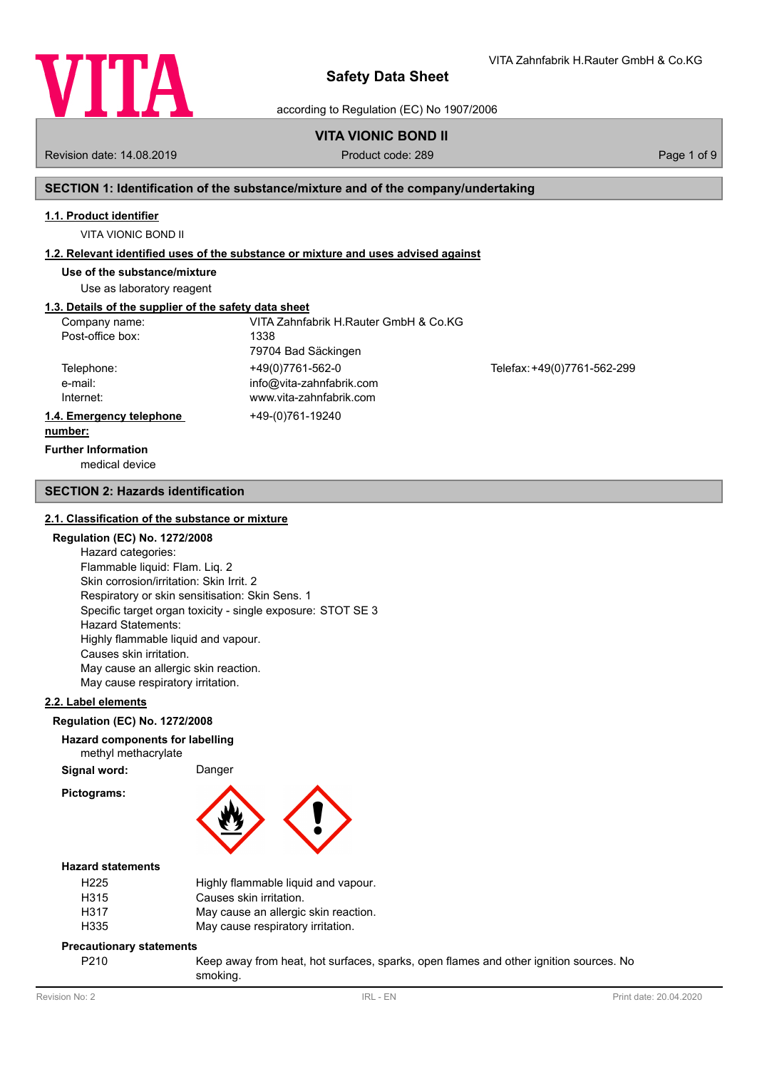# Safety Data Sheet

according to Regulation (EC) No 1907/2006

**VITA VIONIC BOND II**

Revision date: 14.08.2019 Product code: 289

## SECTION 1: Identification of the substance/mixture and of the company/undertaking

### 1.1. Product identifier

VITA VIONIC BOND II

### 1.2. Relevant identified uses of the substance or mixture and uses advised against

**Use of the substance/mixture**

Use as laboratory reagent

### 1.3. Details of the supplier of the safety data sheet

| | | |
|---|---|---|
| Company name: | VITA Zahnfabrik H.Rauter GmbH & Co.KG | |
| Post-office box: | 1338 | |
| | 79704 Bad Säckingen | |
| Telephone: | +49(0)7761-562-0 | Telefax: +49(0)7761-562-299 |
| e-mail: | info@vita-zahnfabrik.com | |
| Internet: | www.vita-zahnfabrik.com | |

### 1.4. Emergency telephone number:

+49-(0)761-19240

**Further Information**

medical device

## SECTION 2: Hazards identification

### 2.1. Classification of the substance or mixture

**Regulation (EC) No. 1272/2008**

Hazard categories:
Flammable liquid: Flam. Liq. 2
Skin corrosion/irritation: Skin Irrit. 2
Respiratory or skin sensitisation: Skin Sens. 1
Specific target organ toxicity - single exposure: STOT SE 3
Hazard Statements:
Highly flammable liquid and vapour.
Causes skin irritation.
May cause an allergic skin reaction.
May cause respiratory irritation.

### 2.2. Label elements

**Regulation (EC) No. 1272/2008**

**Hazard components for labelling**

methyl methacrylate

**Signal word:** Danger

**Pictograms:**

**Hazard statements**

| | |
|---|---|
| H225 | Highly flammable liquid and vapour. |
| H315 | Causes skin irritation. |
| H317 | May cause an allergic skin reaction. |
| H335 | May cause respiratory irritation. |

**Precautionary statements**

| | |
|---|---|
| P210 | Keep away from heat, hot surfaces, sparks, open flames and other ignition sources. No smoking. |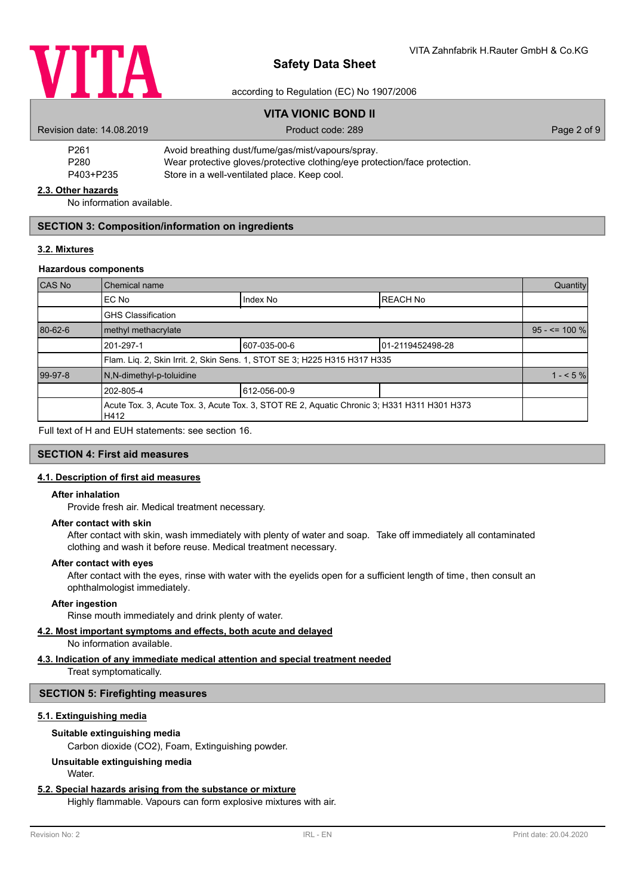| | |
|---|---|
| P261 | Avoid breathing dust/fume/gas/mist/vapours/spray. |
| P280 | Wear protective gloves/protective clothing/eye protection/face protection. |
| P403+P235 | Store in a well-ventilated place. Keep cool. |

### 2.3. Other hazards

No information available.

## SECTION 3: Composition/information on ingredients

### 3.2. Mixtures

**Hazardous components**

| CAS No | Chemical name | | | Quantity |
|---|---|---|---|---|
| | EC No | Index No | REACH No | |
| | GHS Classification | | | |
| 80-62-6 | methyl methacrylate | | | 95 - <= 100 % |
| | 201-297-1 | 607-035-00-6 | 01-2119452498-28 | |
| | Flam. Liq. 2, Skin Irrit. 2, Skin Sens. 1, STOT SE 3; H225 H315 H317 H335 | | | |
| 99-97-8 | N,N-dimethyl-p-toluidine | | | 1 - < 5 % |
| | 202-805-4 | 612-056-00-9 | | |
| | Acute Tox. 3, Acute Tox. 3, Acute Tox. 3, STOT RE 2, Aquatic Chronic 3; H331 H311 H301 H373 H412 | | | |

Full text of H and EUH statements: see section 16.

## SECTION 4: First aid measures

### 4.1. Description of first aid measures

**After inhalation**

Provide fresh air. Medical treatment necessary.

**After contact with skin**

After contact with skin, wash immediately with plenty of water and soap. Take off immediately all contaminated clothing and wash it before reuse. Medical treatment necessary.

**After contact with eyes**

After contact with the eyes, rinse with water with the eyelids open for a sufficient length of time, then consult an ophthalmologist immediately.

**After ingestion**

Rinse mouth immediately and drink plenty of water.

### 4.2. Most important symptoms and effects, both acute and delayed

No information available.

### 4.3. Indication of any immediate medical attention and special treatment needed

Treat symptomatically.

## SECTION 5: Firefighting measures

### 5.1. Extinguishing media

**Suitable extinguishing media**

Carbon dioxide ($CO_2$), Foam, Extinguishing powder.

**Unsuitable extinguishing media**

Water.

### 5.2. Special hazards arising from the substance or mixture

Highly flammable. Vapours can form explosive mixtures with air.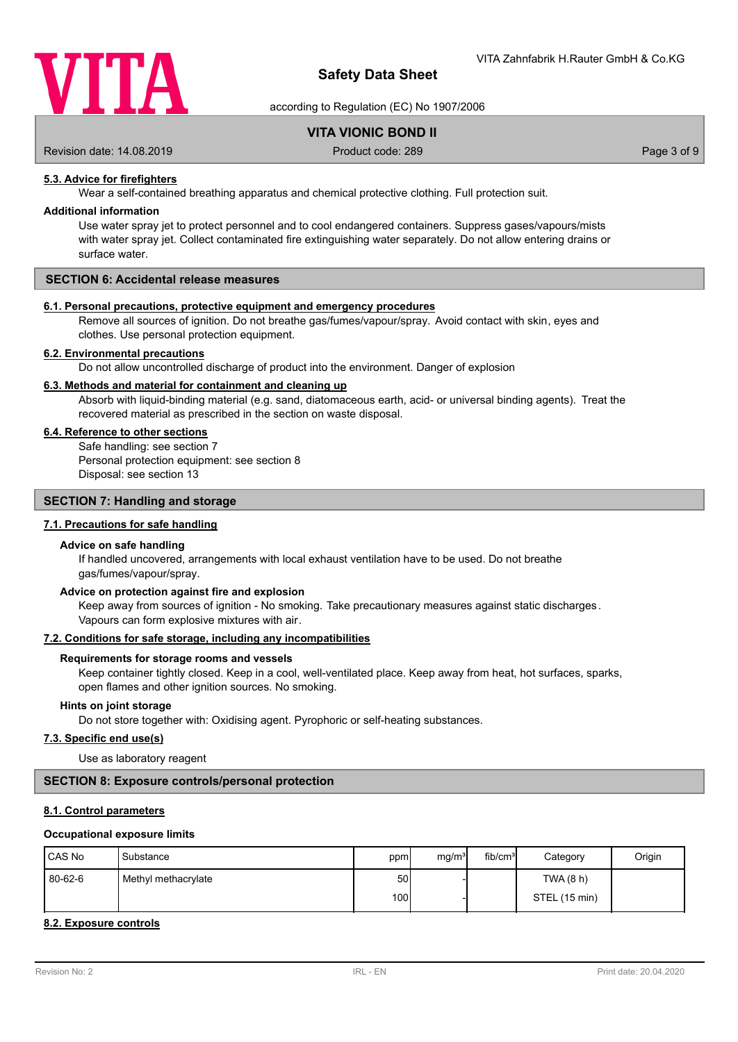### 5.3. Advice for firefighters

Wear a self-contained breathing apparatus and chemical protective clothing. Full protection suit.

**Additional information**

Use water spray jet to protect personnel and to cool endangered containers. Suppress gases/vapours/mists with water spray jet. Collect contaminated fire extinguishing water separately. Do not allow entering drains or surface water.

## SECTION 6: Accidental release measures

### 6.1. Personal precautions, protective equipment and emergency procedures

Remove all sources of ignition. Do not breathe gas/fumes/vapour/spray. Avoid contact with skin, eyes and clothes. Use personal protection equipment.

### 6.2. Environmental precautions

Do not allow uncontrolled discharge of product into the environment. Danger of explosion

### 6.3. Methods and material for containment and cleaning up

Absorb with liquid-binding material (e.g. sand, diatomaceous earth, acid- or universal binding agents). Treat the recovered material as prescribed in the section on waste disposal.

### 6.4. Reference to other sections

Safe handling: see section 7
Personal protection equipment: see section 8
Disposal: see section 13

## SECTION 7: Handling and storage

### 7.1. Precautions for safe handling

**Advice on safe handling**

If handled uncovered, arrangements with local exhaust ventilation have to be used. Do not breathe gas/fumes/vapour/spray.

**Advice on protection against fire and explosion**

Keep away from sources of ignition - No smoking. Take precautionary measures against static discharges. Vapours can form explosive mixtures with air.

### 7.2. Conditions for safe storage, including any incompatibilities

**Requirements for storage rooms and vessels**

Keep container tightly closed. Keep in a cool, well-ventilated place. Keep away from heat, hot surfaces, sparks, open flames and other ignition sources. No smoking.

**Hints on joint storage**

Do not store together with: Oxidising agent. Pyrophoric or self-heating substances.

### 7.3. Specific end use(s)

Use as laboratory reagent

## SECTION 8: Exposure controls/personal protection

### 8.1. Control parameters

**Occupational exposure limits**

| CAS No | Substance | ppm | mg/m³ | fib/cm³ | Category | Origin |
|---|---|---|---|---|---|---|
| 80-62-6 | Methyl methacrylate | 50 | - | | TWA (8 h) | |
| | | 100 | - | | STEL (15 min) | |

### 8.2. Exposure controls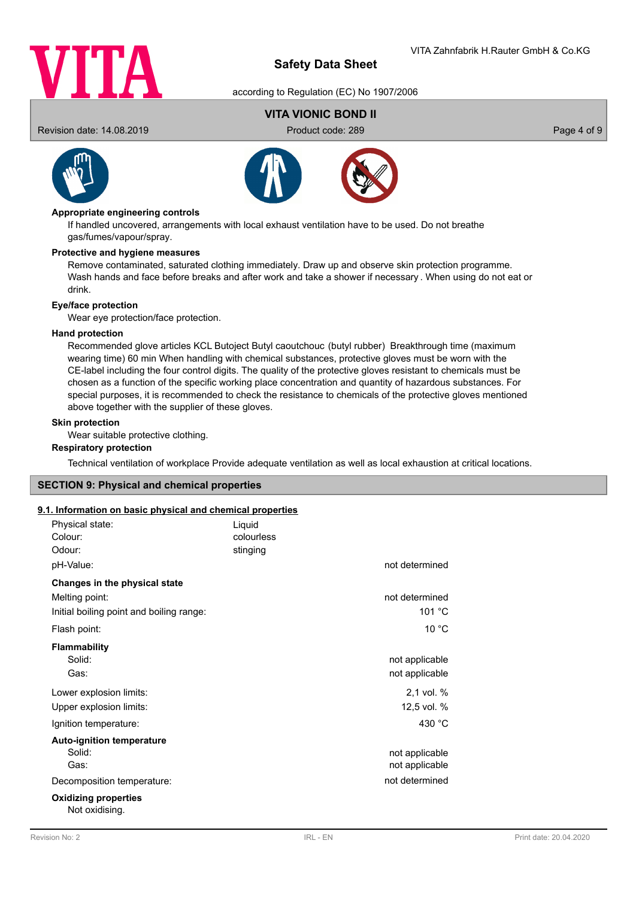**Appropriate engineering controls**

If handled uncovered, arrangements with local exhaust ventilation have to be used. Do not breathe gas/fumes/vapour/spray.

**Protective and hygiene measures**

Remove contaminated, saturated clothing immediately. Draw up and observe skin protection programme. Wash hands and face before breaks and after work and take a shower if necessary . When using do not eat or drink.

**Eye/face protection**

Wear eye protection/face protection.

**Hand protection**

Recommended glove articles KCL Butoject Butyl caoutchouc (butyl rubber) Breakthrough time (maximum wearing time) 60 min When handling with chemical substances, protective gloves must be worn with the CE-label including the four control digits. The quality of the protective gloves resistant to chemicals must be chosen as a function of the specific working place concentration and quantity of hazardous substances. For special purposes, it is recommended to check the resistance to chemicals of the protective gloves mentioned above together with the supplier of these gloves.

**Skin protection**

Wear suitable protective clothing.

**Respiratory protection**

Technical ventilation of workplace Provide adequate ventilation as well as local exhaustion at critical locations.

## SECTION 9: Physical and chemical properties

### 9.1. Information on basic physical and chemical properties

| | | |
|---|---|---|
| Physical state: | Liquid | |
| Colour: | colourless | |
| Odour: | stinging | |
| pH-Value: | | not determined |
| **Changes in the physical state** | | |
| Melting point: | | not determined |
| Initial boiling point and boiling range: | | 101 °C |
| Flash point: | | 10 °C |
| **Flammability** | | |
| Solid: | | not applicable |
| Gas: | | not applicable |
| Lower explosion limits: | | 2,1 vol. % |
| Upper explosion limits: | | 12,5 vol. % |
| Ignition temperature: | | 430 °C |
| **Auto-ignition temperature** | | |
| Solid: | | not applicable |
| Gas: | | not applicable |
| Decomposition temperature: | | not determined |

**Oxidizing properties**

Not oxidising.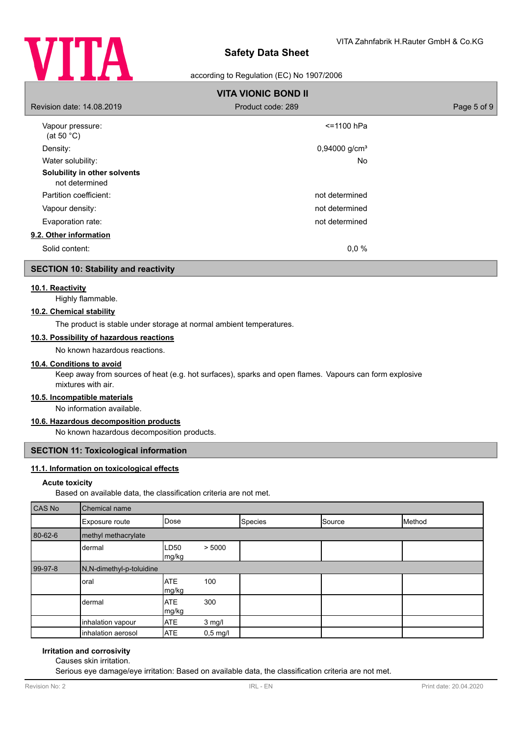| | |
|---|---|
| Vapour pressure: (at 50 °C) | <=1100 hPa |
| Density: | 0,94000 g/cm³ |
| Water solubility: | No |

**Solubility in other solvents**

not determined

| | |
|---|---|
| Partition coefficient: | not determined |
| Vapour density: | not determined |
| Evaporation rate: | not determined |

**9.2. Other information**

| | |
|---|---|
| Solid content: | 0,0 % |

## SECTION 10: Stability and reactivity

**10.1. Reactivity**

Highly flammable.

**10.2. Chemical stability**

The product is stable under storage at normal ambient temperatures.

**10.3. Possibility of hazardous reactions**

No known hazardous reactions.

**10.4. Conditions to avoid**

Keep away from sources of heat (e.g. hot surfaces), sparks and open flames. Vapours can form explosive mixtures with air.

**10.5. Incompatible materials**

No information available.

**10.6. Hazardous decomposition products**

No known hazardous decomposition products.

## SECTION 11: Toxicological information

**11.1. Information on toxicological effects**

**Acute toxicity**

Based on available data, the classification criteria are not met.

| CAS No | Chemical name | | | | | |
|---|---|---|---|---|---|---|
| | Exposure route | Dose | | Species | Source | Method |
| 80-62-6 | methyl methacrylate | | | | | |
| | dermal | LD50 mg/kg | > 5000 | | | |
| 99-97-8 | N,N-dimethyl-p-toluidine | | | | | |
| | oral | ATE mg/kg | 100 | | | |
| | dermal | ATE mg/kg | 300 | | | |
| | inhalation vapour | ATE | 3 mg/l | | | |
| | inhalation aerosol | ATE | 0,5 mg/l | | | |

**Irritation and corrosivity**

Causes skin irritation.

Serious eye damage/eye irritation: Based on available data, the classification criteria are not met.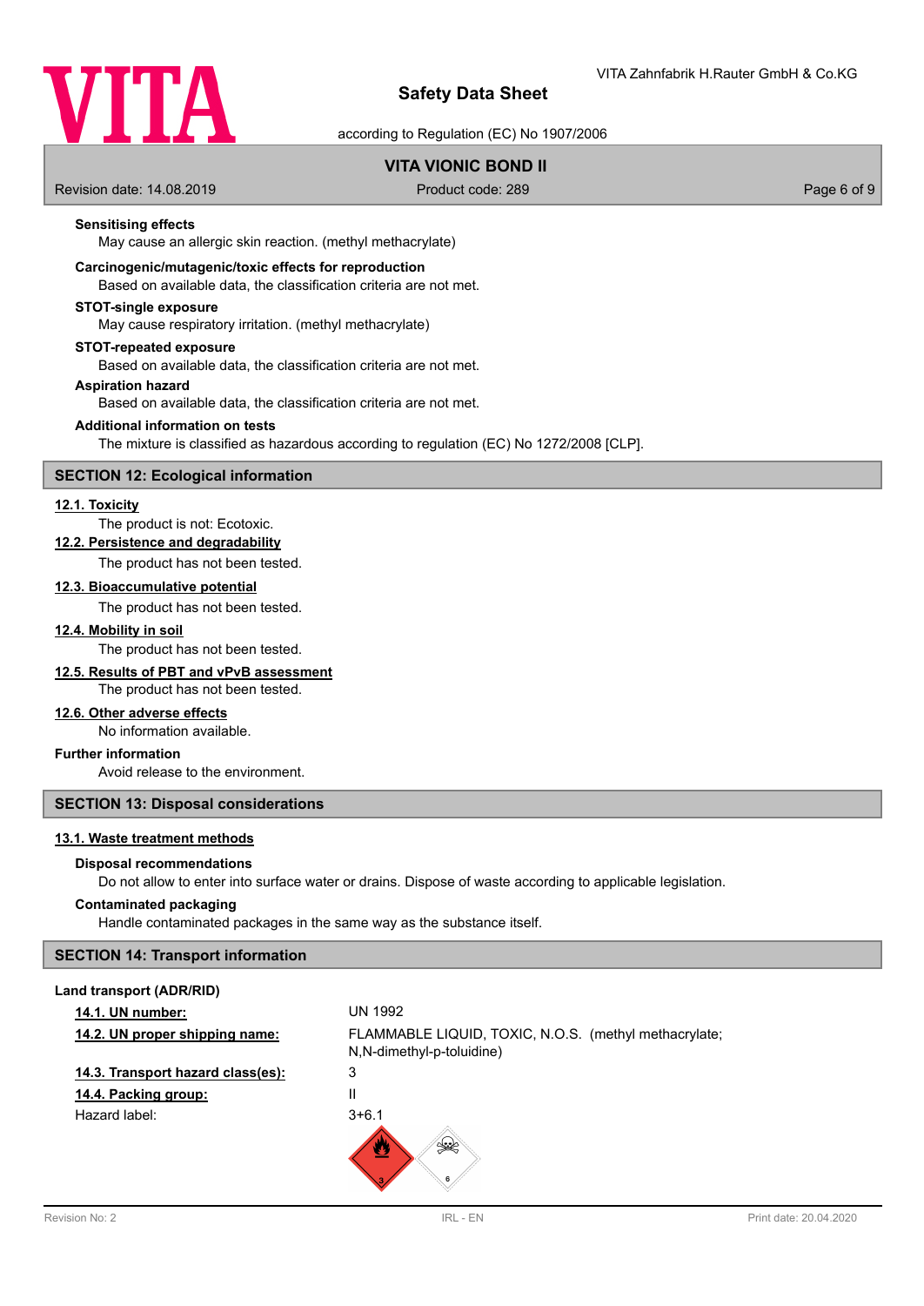**Sensitising effects**

May cause an allergic skin reaction. (methyl methacrylate)

**Carcinogenic/mutagenic/toxic effects for reproduction**

Based on available data, the classification criteria are not met.

**STOT-single exposure**

May cause respiratory irritation. (methyl methacrylate)

**STOT-repeated exposure**

Based on available data, the classification criteria are not met.

**Aspiration hazard**

Based on available data, the classification criteria are not met.

**Additional information on tests**

The mixture is classified as hazardous according to regulation (EC) No 1272/2008 [CLP].

## SECTION 12: Ecological information

**12.1. Toxicity**

The product is not: Ecotoxic.

**12.2. Persistence and degradability**

The product has not been tested.

**12.3. Bioaccumulative potential**

The product has not been tested.

**12.4. Mobility in soil**

The product has not been tested.

**12.5. Results of PBT and vPvB assessment**

The product has not been tested.

**12.6. Other adverse effects**

No information available.

**Further information**

Avoid release to the environment.

## SECTION 13: Disposal considerations

**13.1. Waste treatment methods**

**Disposal recommendations**

Do not allow to enter into surface water or drains. Dispose of waste according to applicable legislation.

**Contaminated packaging**

Handle contaminated packages in the same way as the substance itself.

## SECTION 14: Transport information

**Land transport (ADR/RID)**

| | |
|---|---|
| **14.1. UN number:** | UN 1992 |
| **14.2. UN proper shipping name:** | FLAMMABLE LIQUID, TOXIC, N.O.S. (methyl methacrylate; N,N-dimethyl-p-toluidine) |
| **14.3. Transport hazard class(es):** | 3 |
| **14.4. Packing group:** | II |
| Hazard label: | 3+6.1 |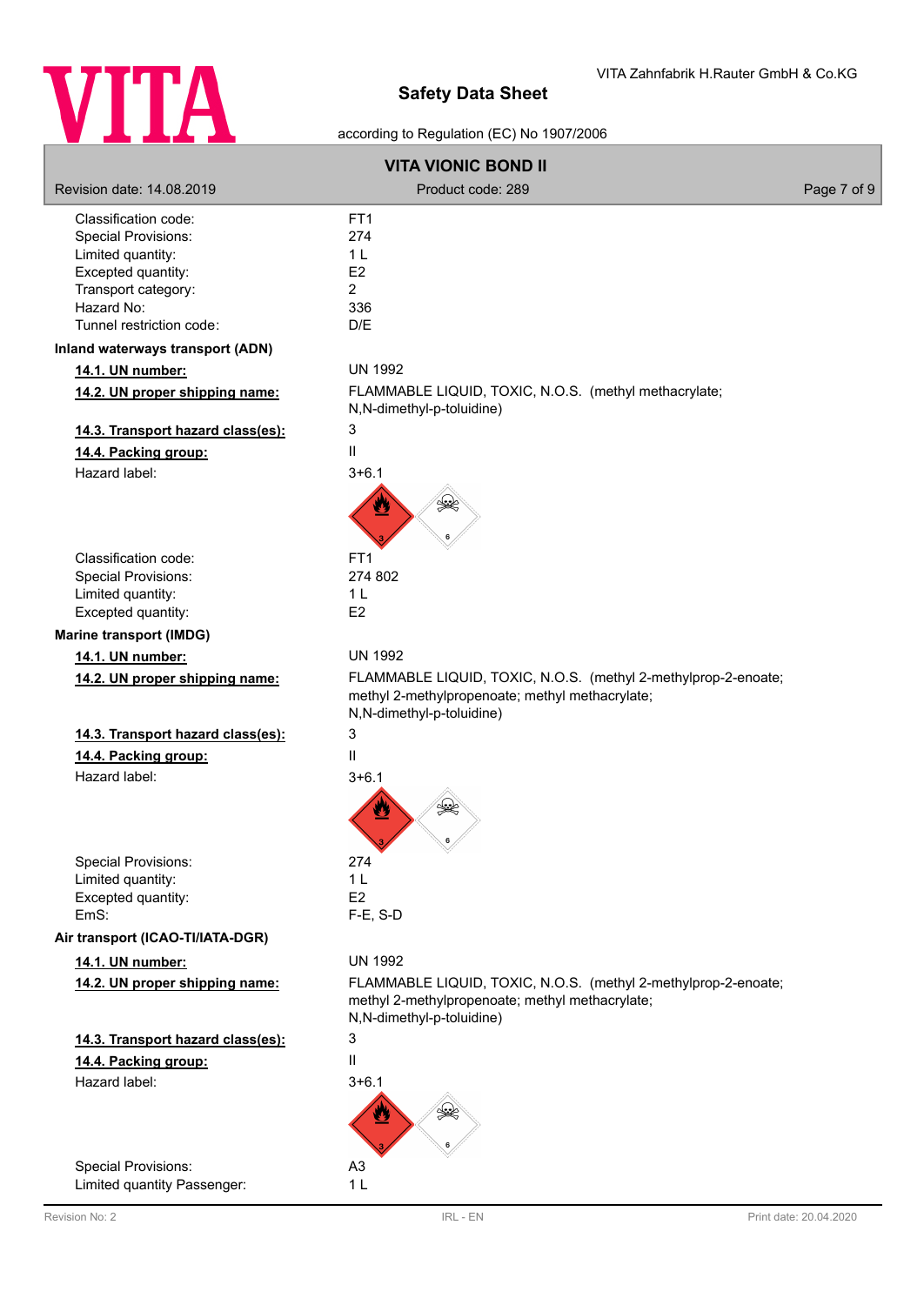| | |
|---|---|
| Classification code: | FT1 |
| Special Provisions: | 274 |
| Limited quantity: | 1 L |
| Excepted quantity: | E2 |
| Transport category: | 2 |
| Hazard No: | 336 |
| Tunnel restriction code: | D/E |

**Inland waterways transport (ADN)**

| | |
|---|---|
| **14.1. UN number:** | UN 1992 |
| **14.2. UN proper shipping name:** | FLAMMABLE LIQUID, TOXIC, N.O.S. (methyl methacrylate; N,N-dimethyl-p-toluidine) |
| **14.3. Transport hazard class(es):** | 3 |
| **14.4. Packing group:** | II |
| Hazard label: | 3+6.1 |
| Classification code: | FT1 |
| Special Provisions: | 274 802 |
| Limited quantity: | 1 L |
| Excepted quantity: | E2 |

**Marine transport (IMDG)**

| | |
|---|---|
| **14.1. UN number:** | UN 1992 |
| **14.2. UN proper shipping name:** | FLAMMABLE LIQUID, TOXIC, N.O.S. (methyl 2-methylprop-2-enoate; methyl 2-methylpropenoate; methyl methacrylate; N,N-dimethyl-p-toluidine) |
| **14.3. Transport hazard class(es):** | 3 |
| **14.4. Packing group:** | II |
| Hazard label: | 3+6.1 |
| Special Provisions: | 274 |
| Limited quantity: | 1 L |
| Excepted quantity: | E2 |
| EmS: | F-E, S-D |

**Air transport (ICAO-TI/IATA-DGR)**

| | |
|---|---|
| **14.1. UN number:** | UN 1992 |
| **14.2. UN proper shipping name:** | FLAMMABLE LIQUID, TOXIC, N.O.S. (methyl 2-methylprop-2-enoate; methyl 2-methylpropenoate; methyl methacrylate; N,N-dimethyl-p-toluidine) |
| **14.3. Transport hazard class(es):** | 3 |
| **14.4. Packing group:** | II |
| Hazard label: | 3+6.1 |
| Special Provisions: | A3 |
| Limited quantity Passenger: | 1 L |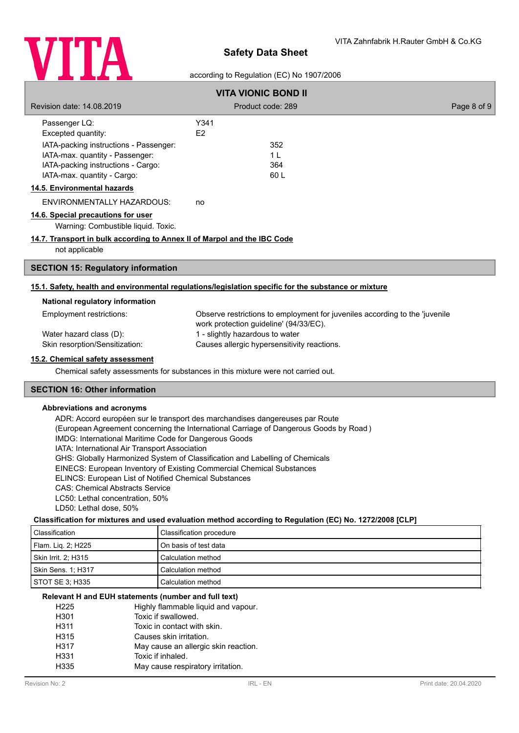| | |
|---|---|
| Passenger LQ: | Y341 |
| Excepted quantity: | E2 |

| | |
|---|---|
| IATA-packing instructions - Passenger: | 352 |
| IATA-max. quantity - Passenger: | 1 L |
| IATA-packing instructions - Cargo: | 364 |
| IATA-max. quantity - Cargo: | 60 L |

**14.5. Environmental hazards**

ENVIRONMENTALLY HAZARDOUS: no

**14.6. Special precautions for user**

Warning: Combustible liquid. Toxic.

**14.7. Transport in bulk according to Annex II of Marpol and the IBC Code**

not applicable

## SECTION 15: Regulatory information

**15.1. Safety, health and environmental regulations/legislation specific for the substance or mixture**

**National regulatory information**

| | |
|---|---|
| Employment restrictions: | Observe restrictions to employment for juveniles according to the 'juvenile work protection guideline' (94/33/EC). |
| Water hazard class (D): | 1 - slightly hazardous to water |
| Skin resorption/Sensitization: | Causes allergic hypersensitivity reactions. |

**15.2. Chemical safety assessment**

Chemical safety assessments for substances in this mixture were not carried out.

## SECTION 16: Other information

**Abbreviations and acronyms**

ADR: Accord européen sur le transport des marchandises dangereuses par Route
(European Agreement concerning the International Carriage of Dangerous Goods by Road )
IMDG: International Maritime Code for Dangerous Goods
IATA: International Air Transport Association
GHS: Globally Harmonized System of Classification and Labelling of Chemicals
EINECS: European Inventory of Existing Commercial Chemical Substances
ELINCS: European List of Notified Chemical Substances
CAS: Chemical Abstracts Service
LC50: Lethal concentration, 50%
LD50: Lethal dose, 50%

**Classification for mixtures and used evaluation method according to Regulation (EC) No. 1272/2008 [CLP]**

| Classification | Classification procedure |
|---|---|
| Flam. Liq. 2; H225 | On basis of test data |
| Skin Irrit. 2; H315 | Calculation method |
| Skin Sens. 1; H317 | Calculation method |
| STOT SE 3; H335 | Calculation method |

**Relevant H and EUH statements (number and full text)**

| | |
|---|---|
| H225 | Highly flammable liquid and vapour. |
| H301 | Toxic if swallowed. |
| H311 | Toxic in contact with skin. |
| H315 | Causes skin irritation. |
| H317 | May cause an allergic skin reaction. |
| H331 | Toxic if inhaled. |
| H335 | May cause respiratory irritation. |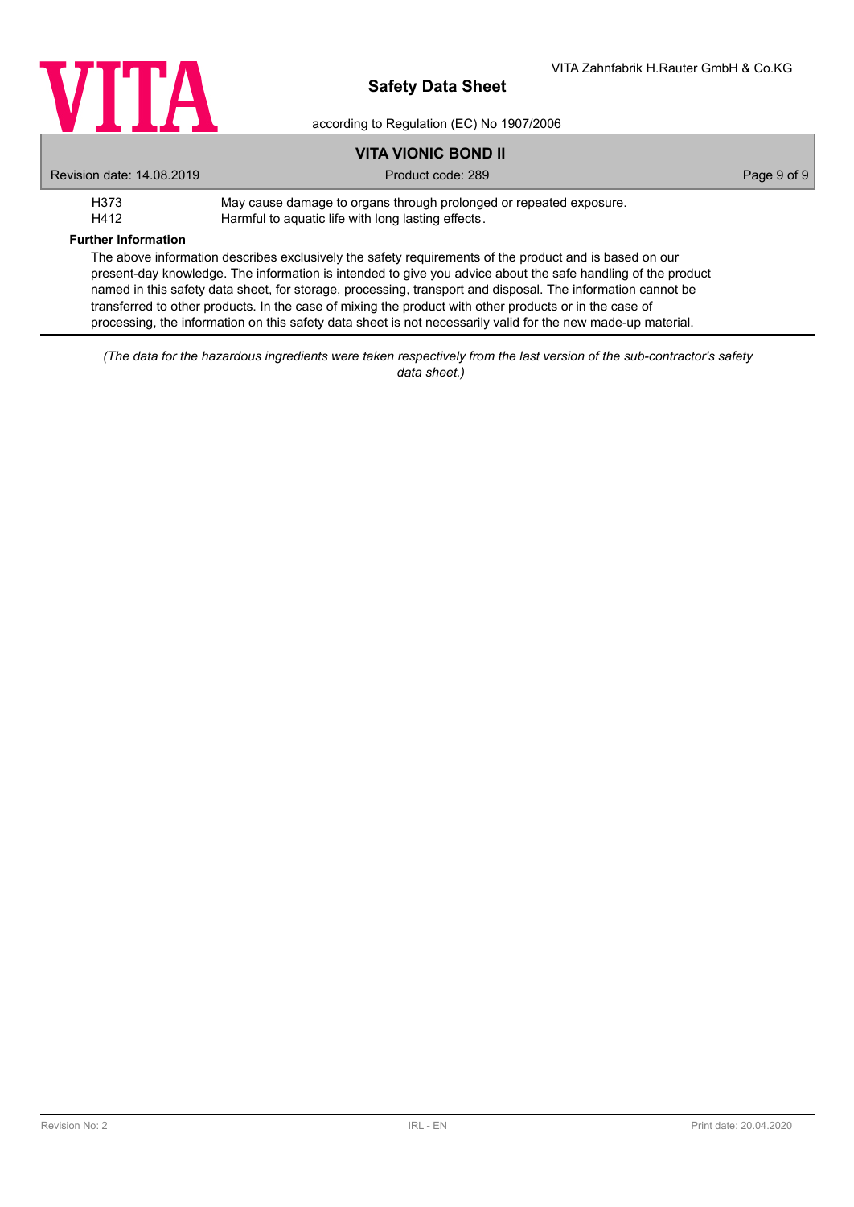| | |
|---|---|
| H373 | May cause damage to organs through prolonged or repeated exposure. |
| H412 | Harmful to aquatic life with long lasting effects. |

**Further Information**

The above information describes exclusively the safety requirements of the product and is based on our present-day knowledge. The information is intended to give you advice about the safe handling of the product named in this safety data sheet, for storage, processing, transport and disposal. The information cannot be transferred to other products. In the case of mixing the product with other products or in the case of processing, the information on this safety data sheet is not necessarily valid for the new made-up material.

*(The data for the hazardous ingredients were taken respectively from the last version of the sub-contractor's safety data sheet.)*